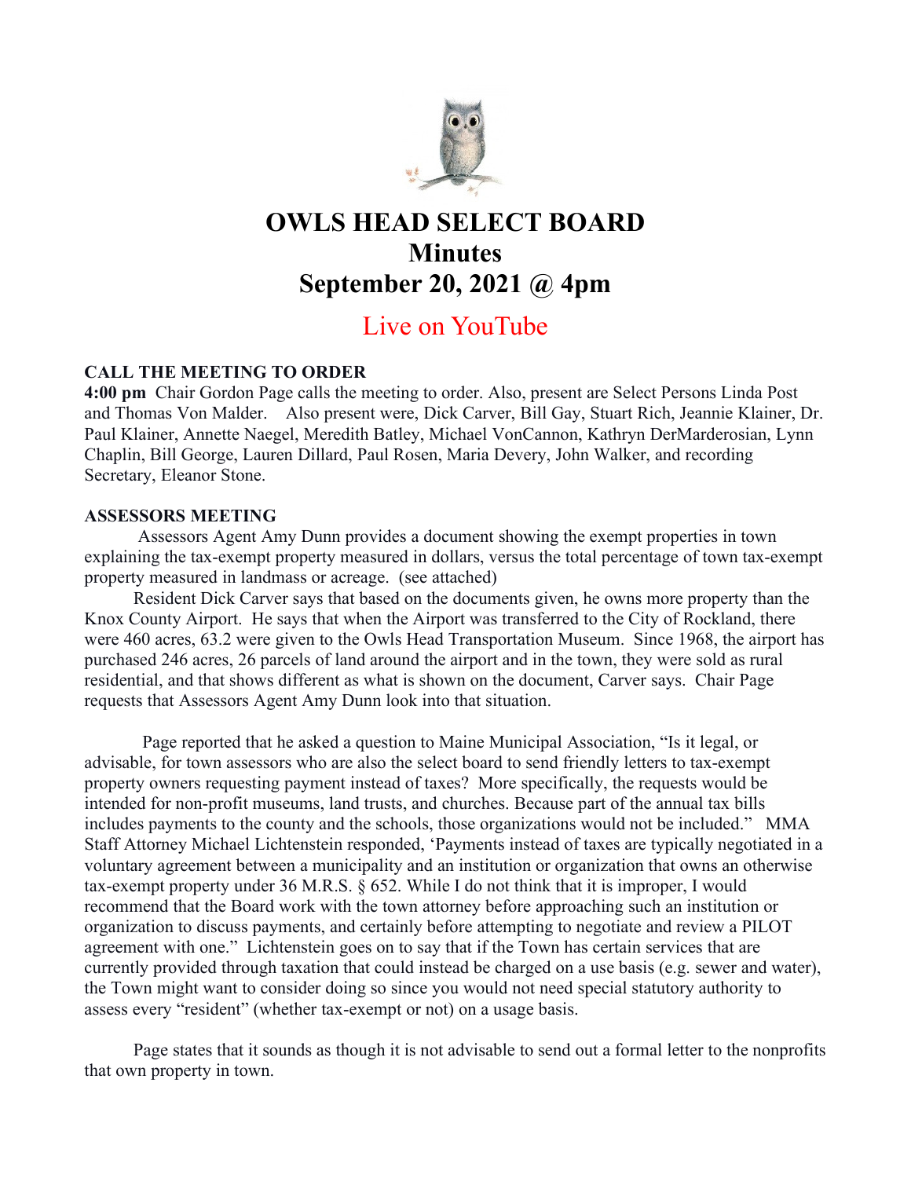# OWLS HEAD SELECT BOARD
# Minutes
# September 20, 2021 @ 4pm

## Live on YouTube

**CALL THE MEETING TO ORDER**

**4:00 pm** Chair Gordon Page calls the meeting to order. Also, present are Select Persons Linda Post and Thomas Von Malder. Also present were, Dick Carver, Bill Gay, Stuart Rich, Jeannie Klainer, Dr. Paul Klainer, Annette Naegel, Meredith Batley, Michael VonCannon, Kathryn DerMarderosian, Lynn Chaplin, Bill George, Lauren Dillard, Paul Rosen, Maria Devery, John Walker, and recording Secretary, Eleanor Stone.

**ASSESSORS MEETING**

Assessors Agent Amy Dunn provides a document showing the exempt properties in town explaining the tax-exempt property measured in dollars, versus the total percentage of town tax-exempt property measured in landmass or acreage. (see attached)

Resident Dick Carver says that based on the documents given, he owns more property than the Knox County Airport. He says that when the Airport was transferred to the City of Rockland, there were 460 acres, 63.2 were given to the Owls Head Transportation Museum. Since 1968, the airport has purchased 246 acres, 26 parcels of land around the airport and in the town, they were sold as rural residential, and that shows different as what is shown on the document, Carver says. Chair Page requests that Assessors Agent Amy Dunn look into that situation.

Page reported that he asked a question to Maine Municipal Association, "Is it legal, or advisable, for town assessors who are also the select board to send friendly letters to tax-exempt property owners requesting payment instead of taxes? More specifically, the requests would be intended for non-profit museums, land trusts, and churches. Because part of the annual tax bills includes payments to the county and the schools, those organizations would not be included." MMA Staff Attorney Michael Lichtenstein responded, 'Payments instead of taxes are typically negotiated in a voluntary agreement between a municipality and an institution or organization that owns an otherwise tax-exempt property under 36 M.R.S. § 652. While I do not think that it is improper, I would recommend that the Board work with the town attorney before approaching such an institution or organization to discuss payments, and certainly before attempting to negotiate and review a PILOT agreement with one." Lichtenstein goes on to say that if the Town has certain services that are currently provided through taxation that could instead be charged on a use basis (e.g. sewer and water), the Town might want to consider doing so since you would not need special statutory authority to assess every "resident" (whether tax-exempt or not) on a usage basis.

Page states that it sounds as though it is not advisable to send out a formal letter to the nonprofits that own property in town.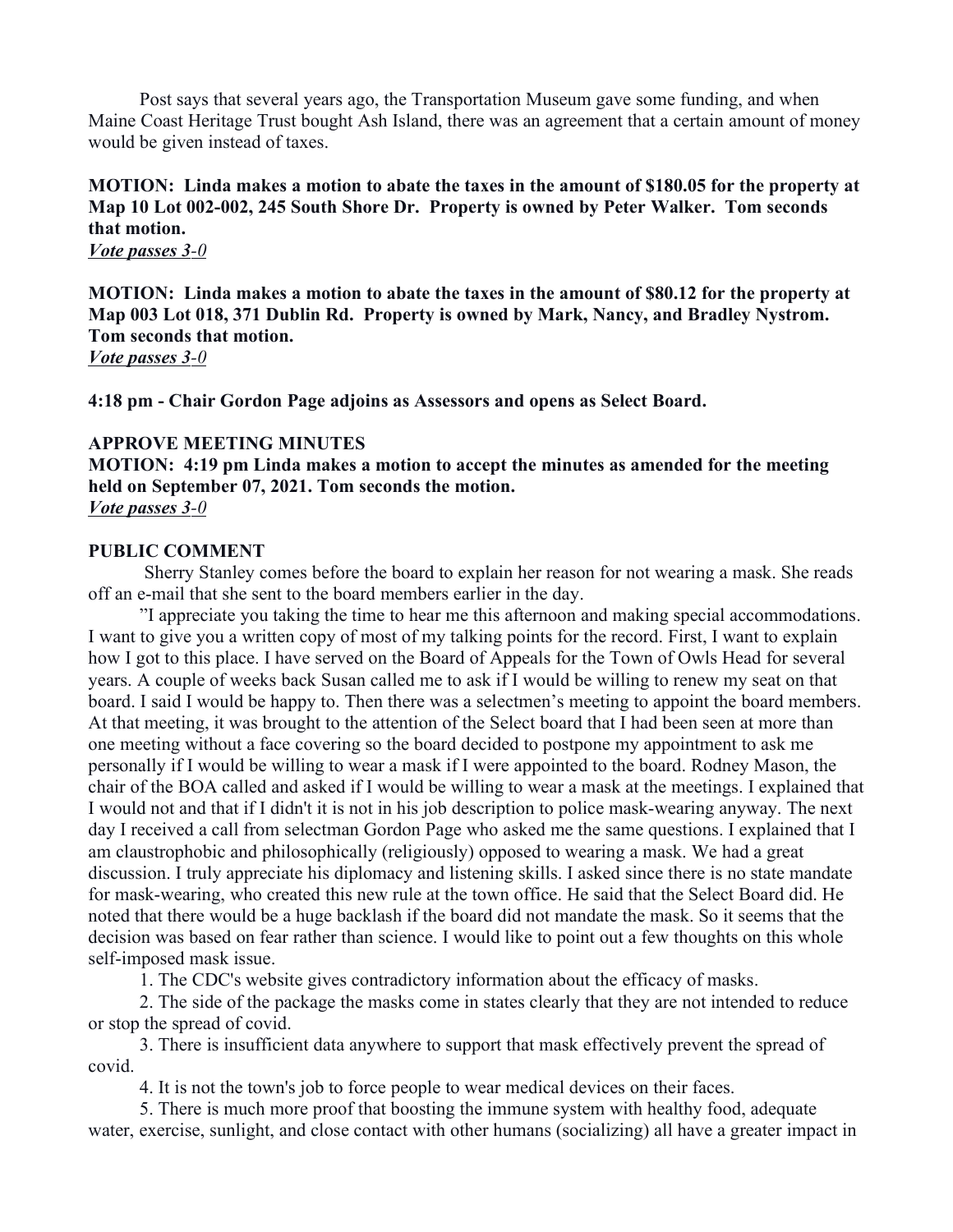Post says that several years ago, the Transportation Museum gave some funding, and when Maine Coast Heritage Trust bought Ash Island, there was an agreement that a certain amount of money would be given instead of taxes.

**MOTION: Linda makes a motion to abate the taxes in the amount of $180.05 for the property at Map 10 Lot 002-002, 245 South Shore Dr. Property is owned by Peter Walker. Tom seconds that motion.**
***Vote passes 3-0***

**MOTION: Linda makes a motion to abate the taxes in the amount of $80.12 for the property at Map 003 Lot 018, 371 Dublin Rd. Property is owned by Mark, Nancy, and Bradley Nystrom. Tom seconds that motion.**
***Vote passes 3-0***

**4:18 pm - Chair Gordon Page adjoins as Assessors and opens as Select Board.**

**APPROVE MEETING MINUTES**
**MOTION: 4:19 pm Linda makes a motion to accept the minutes as amended for the meeting held on September 07, 2021. Tom seconds the motion.**
***Vote passes 3-0***

**PUBLIC COMMENT**

Sherry Stanley comes before the board to explain her reason for not wearing a mask. She reads off an e-mail that she sent to the board members earlier in the day.

"I appreciate you taking the time to hear me this afternoon and making special accommodations. I want to give you a written copy of most of my talking points for the record. First, I want to explain how I got to this place. I have served on the Board of Appeals for the Town of Owls Head for several years. A couple of weeks back Susan called me to ask if I would be willing to renew my seat on that board. I said I would be happy to. Then there was a selectmen's meeting to appoint the board members. At that meeting, it was brought to the attention of the Select board that I had been seen at more than one meeting without a face covering so the board decided to postpone my appointment to ask me personally if I would be willing to wear a mask if I were appointed to the board. Rodney Mason, the chair of the BOA called and asked if I would be willing to wear a mask at the meetings. I explained that I would not and that if I didn't it is not in his job description to police mask-wearing anyway. The next day I received a call from selectman Gordon Page who asked me the same questions. I explained that I am claustrophobic and philosophically (religiously) opposed to wearing a mask. We had a great discussion. I truly appreciate his diplomacy and listening skills. I asked since there is no state mandate for mask-wearing, who created this new rule at the town office. He said that the Select Board did. He noted that there would be a huge backlash if the board did not mandate the mask. So it seems that the decision was based on fear rather than science. I would like to point out a few thoughts on this whole self-imposed mask issue.

1. The CDC's website gives contradictory information about the efficacy of masks.
2. The side of the package the masks come in states clearly that they are not intended to reduce or stop the spread of covid.
3. There is insufficient data anywhere to support that mask effectively prevent the spread of covid.
4. It is not the town's job to force people to wear medical devices on their faces.
5. There is much more proof that boosting the immune system with healthy food, adequate water, exercise, sunlight, and close contact with other humans (socializing) all have a greater impact in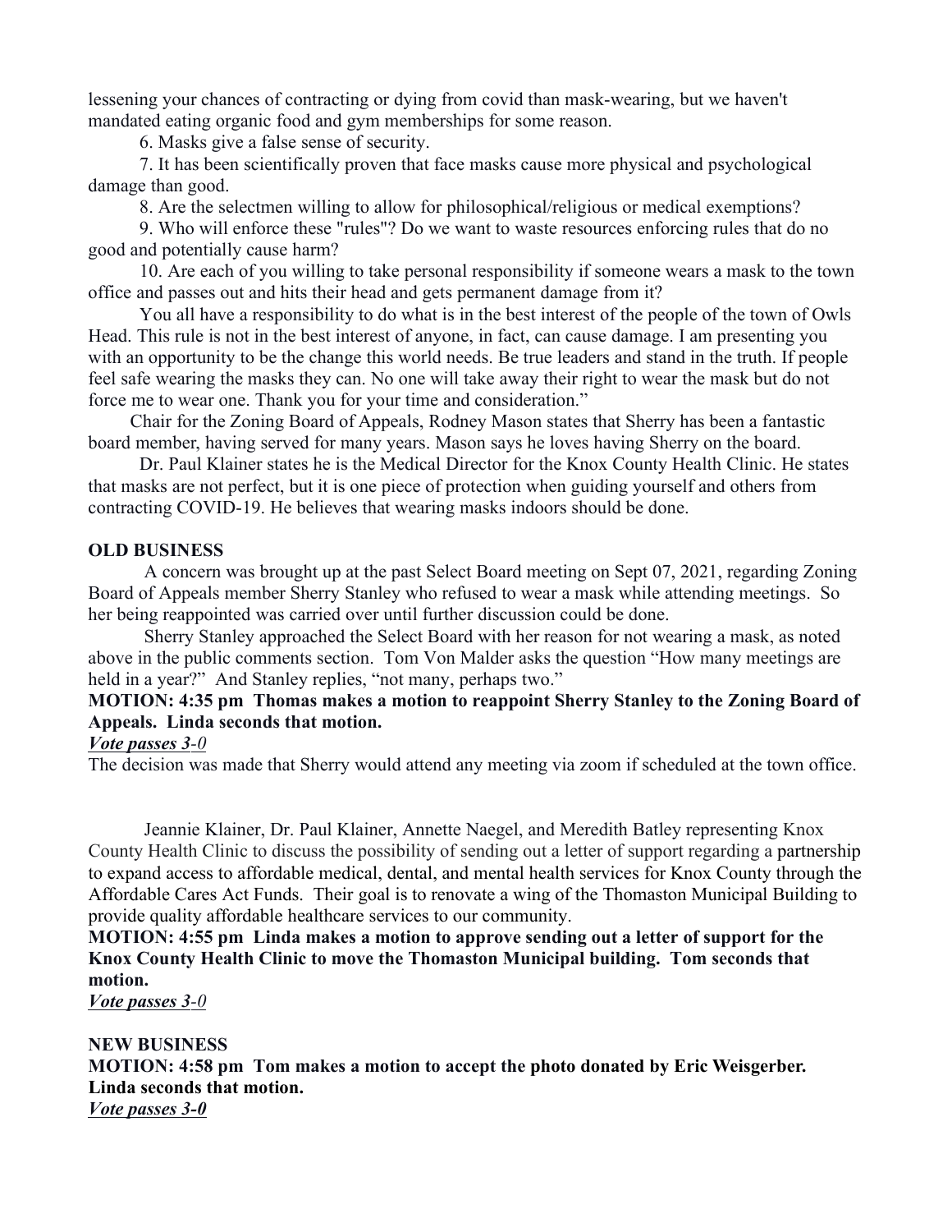lessening your chances of contracting or dying from covid than mask-wearing, but we haven't mandated eating organic food and gym memberships for some reason.

6. Masks give a false sense of security.

7. It has been scientifically proven that face masks cause more physical and psychological damage than good.

8. Are the selectmen willing to allow for philosophical/religious or medical exemptions?

9. Who will enforce these "rules"? Do we want to waste resources enforcing rules that do no good and potentially cause harm?

10. Are each of you willing to take personal responsibility if someone wears a mask to the town office and passes out and hits their head and gets permanent damage from it?

You all have a responsibility to do what is in the best interest of the people of the town of Owls Head. This rule is not in the best interest of anyone, in fact, can cause damage. I am presenting you with an opportunity to be the change this world needs. Be true leaders and stand in the truth. If people feel safe wearing the masks they can. No one will take away their right to wear the mask but do not force me to wear one. Thank you for your time and consideration."

Chair for the Zoning Board of Appeals, Rodney Mason states that Sherry has been a fantastic board member, having served for many years. Mason says he loves having Sherry on the board.

Dr. Paul Klainer states he is the Medical Director for the Knox County Health Clinic. He states that masks are not perfect, but it is one piece of protection when guiding yourself and others from contracting COVID-19. He believes that wearing masks indoors should be done.

**OLD BUSINESS**

A concern was brought up at the past Select Board meeting on Sept 07, 2021, regarding Zoning Board of Appeals member Sherry Stanley who refused to wear a mask while attending meetings. So her being reappointed was carried over until further discussion could be done.

Sherry Stanley approached the Select Board with her reason for not wearing a mask, as noted above in the public comments section. Tom Von Malder asks the question "How many meetings are held in a year?" And Stanley replies, "not many, perhaps two."

**MOTION: 4:35 pm Thomas makes a motion to reappoint Sherry Stanley to the Zoning Board of Appeals. Linda seconds that motion.**

***Vote passes 3-0***

The decision was made that Sherry would attend any meeting via zoom if scheduled at the town office.

Jeannie Klainer, Dr. Paul Klainer, Annette Naegel, and Meredith Batley representing Knox County Health Clinic to discuss the possibility of sending out a letter of support regarding a partnership to expand access to affordable medical, dental, and mental health services for Knox County through the Affordable Cares Act Funds. Their goal is to renovate a wing of the Thomaston Municipal Building to provide quality affordable healthcare services to our community.

**MOTION: 4:55 pm Linda makes a motion to approve sending out a letter of support for the Knox County Health Clinic to move the Thomaston Municipal building. Tom seconds that motion.**

***Vote passes 3-0***

**NEW BUSINESS**

**MOTION: 4:58 pm Tom makes a motion to accept the photo donated by Eric Weisgerber. Linda seconds that motion.**

***Vote passes 3-0***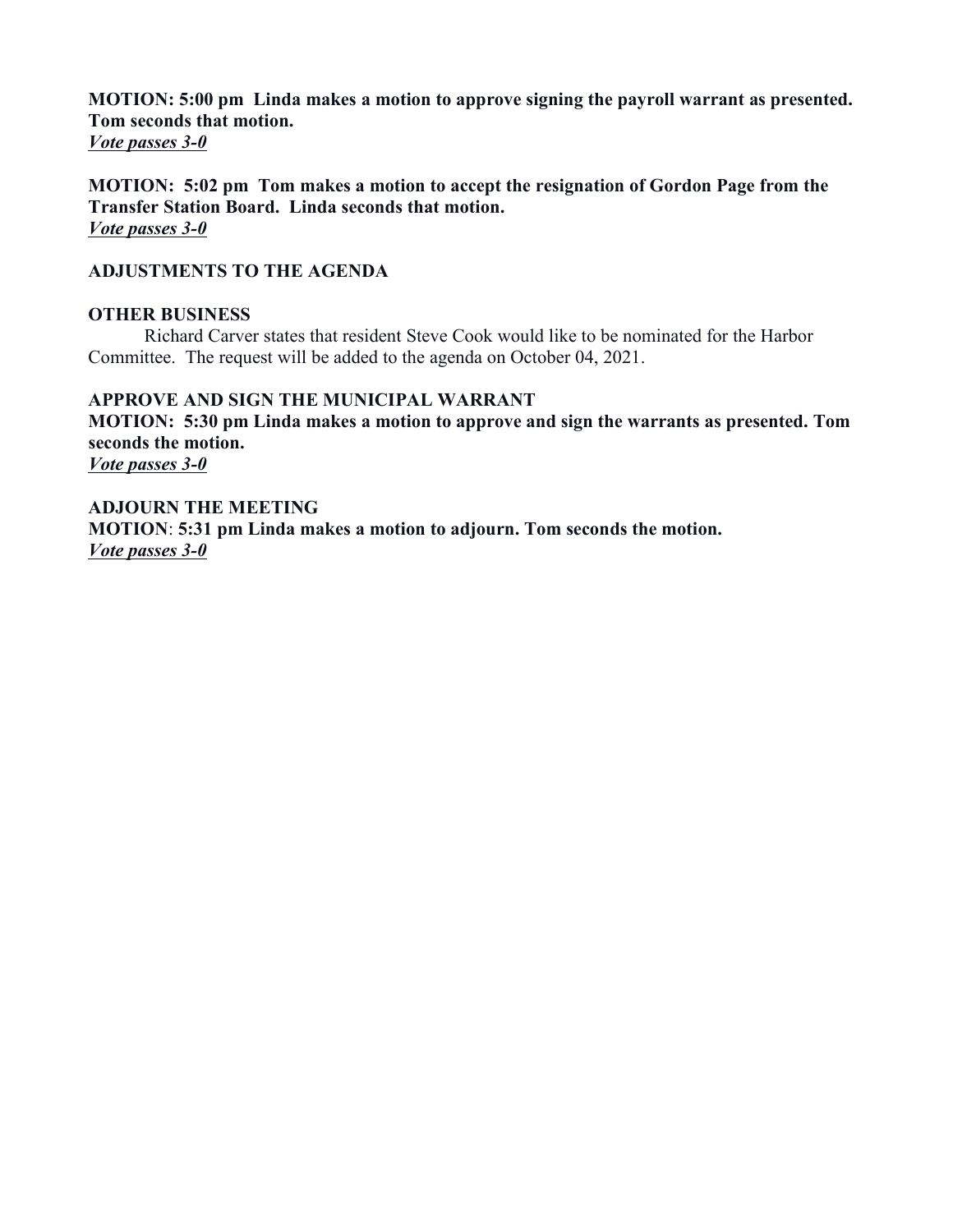**MOTION: 5:00 pm Linda makes a motion to approve signing the payroll warrant as presented. Tom seconds that motion.**
***Vote passes 3-0***

**MOTION: 5:02 pm Tom makes a motion to accept the resignation of Gordon Page from the Transfer Station Board. Linda seconds that motion.**
***Vote passes 3-0***

**ADJUSTMENTS TO THE AGENDA**

**OTHER BUSINESS**

Richard Carver states that resident Steve Cook would like to be nominated for the Harbor Committee. The request will be added to the agenda on October 04, 2021.

**APPROVE AND SIGN THE MUNICIPAL WARRANT**

**MOTION: 5:30 pm Linda makes a motion to approve and sign the warrants as presented. Tom seconds the motion.**
***Vote passes 3-0***

**ADJOURN THE MEETING**

**MOTION: 5:31 pm Linda makes a motion to adjourn. Tom seconds the motion.**
***Vote passes 3-0***